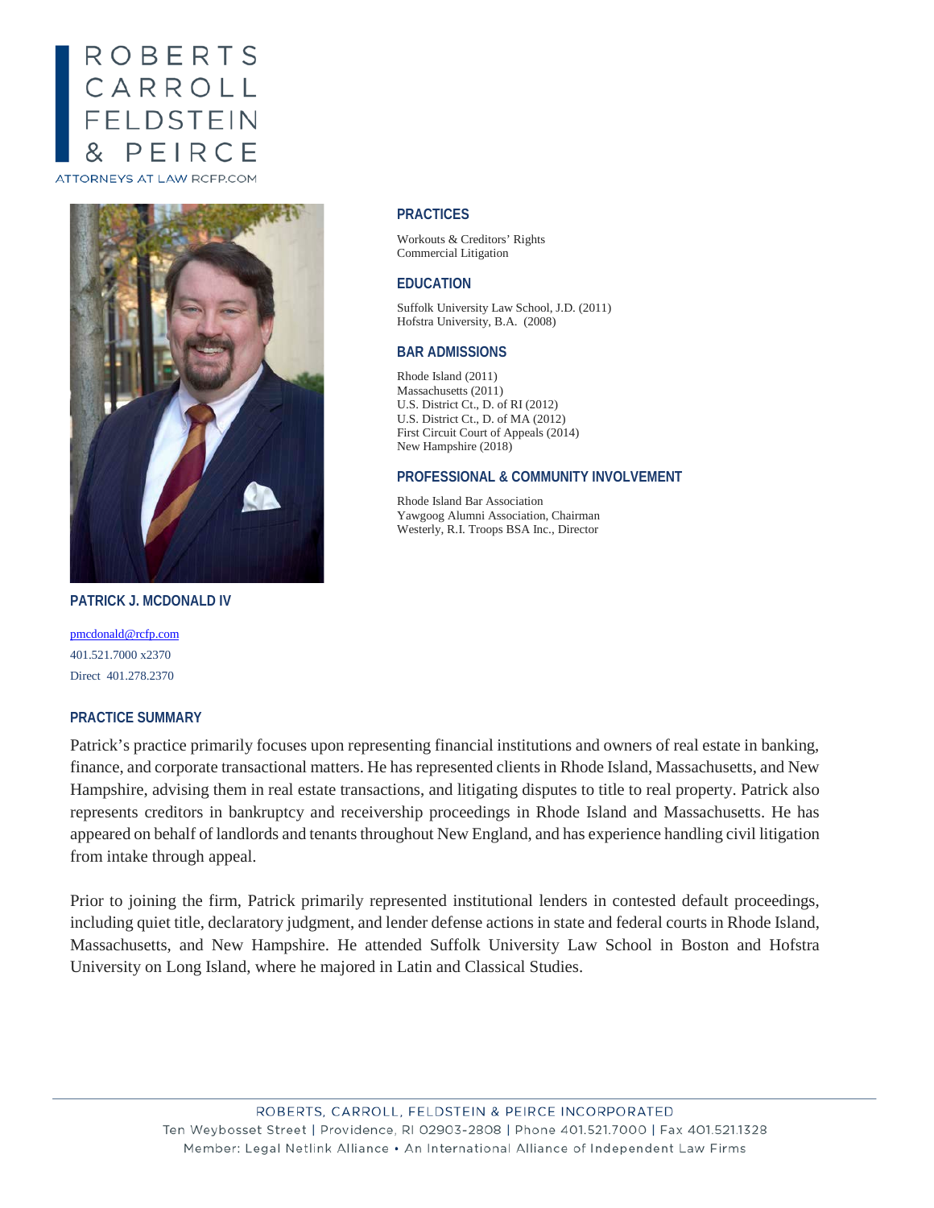ROBERTS
CARROLL
FELDSTEIN
& PEIRCE

ATTORNEYS AT LAW RCFP.COM

## PRACTICES

Workouts & Creditors' Rights
Commercial Litigation

## EDUCATION

Suffolk University Law School, J.D. (2011)
Hofstra University, B.A. (2008)

## BAR ADMISSIONS

Rhode Island (2011)
Massachusetts (2011)
U.S. District Ct., D. of RI (2012)
U.S. District Ct., D. of MA (2012)
First Circuit Court of Appeals (2014)
New Hampshire (2018)

## PROFESSIONAL & COMMUNITY INVOLVEMENT

Rhode Island Bar Association
Yawgoog Alumni Association, Chairman
Westerly, R.I. Troops BSA Inc., Director

## PATRICK J. MCDONALD IV

pmcdonald@rcfp.com
401.521.7000 x2370
Direct 401.278.2370

## PRACTICE SUMMARY

Patrick's practice primarily focuses upon representing financial institutions and owners of real estate in banking, finance, and corporate transactional matters. He has represented clients in Rhode Island, Massachusetts, and New Hampshire, advising them in real estate transactions, and litigating disputes to title to real property. Patrick also represents creditors in bankruptcy and receivership proceedings in Rhode Island and Massachusetts. He has appeared on behalf of landlords and tenants throughout New England, and has experience handling civil litigation from intake through appeal.

Prior to joining the firm, Patrick primarily represented institutional lenders in contested default proceedings, including quiet title, declaratory judgment, and lender defense actions in state and federal courts in Rhode Island, Massachusetts, and New Hampshire. He attended Suffolk University Law School in Boston and Hofstra University on Long Island, where he majored in Latin and Classical Studies.

ROBERTS, CARROLL, FELDSTEIN & PEIRCE INCORPORATED
Ten Weybosset Street | Providence, RI 02903-2808 | Phone 401.521.7000 | Fax 401.521.1328
Member: Legal Netlink Alliance • An International Alliance of Independent Law Firms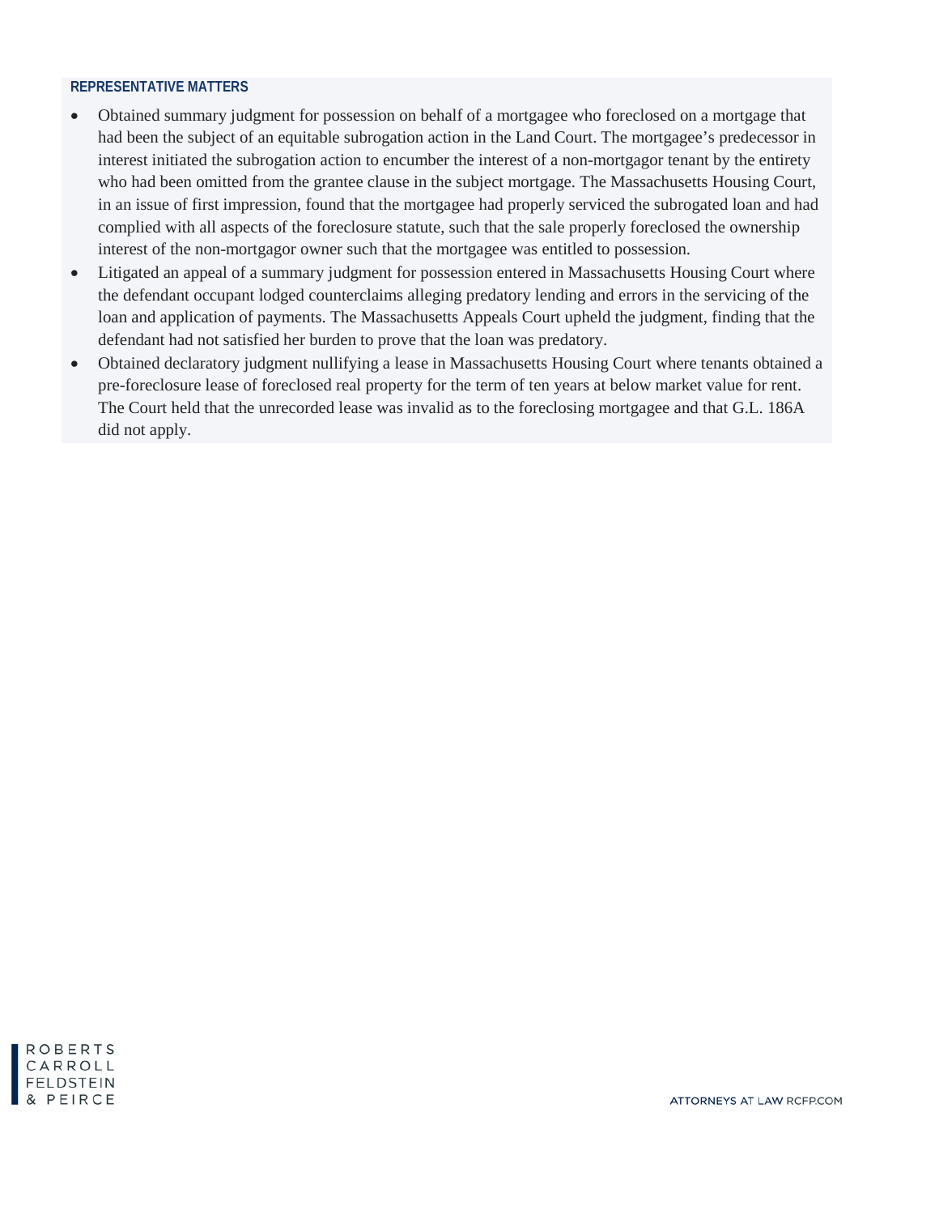### REPRESENTATIVE MATTERS

- Obtained summary judgment for possession on behalf of a mortgagee who foreclosed on a mortgage that had been the subject of an equitable subrogation action in the Land Court. The mortgagee's predecessor in interest initiated the subrogation action to encumber the interest of a non-mortgagor tenant by the entirety who had been omitted from the grantee clause in the subject mortgage. The Massachusetts Housing Court, in an issue of first impression, found that the mortgagee had properly serviced the subrogated loan and had complied with all aspects of the foreclosure statute, such that the sale properly foreclosed the ownership interest of the non-mortgagor owner such that the mortgagee was entitled to possession.
- Litigated an appeal of a summary judgment for possession entered in Massachusetts Housing Court where the defendant occupant lodged counterclaims alleging predatory lending and errors in the servicing of the loan and application of payments. The Massachusetts Appeals Court upheld the judgment, finding that the defendant had not satisfied her burden to prove that the loan was predatory.
- Obtained declaratory judgment nullifying a lease in Massachusetts Housing Court where tenants obtained a pre-foreclosure lease of foreclosed real property for the term of ten years at below market value for rent. The Court held that the unrecorded lease was invalid as to the foreclosing mortgagee and that G.L. 186A did not apply.